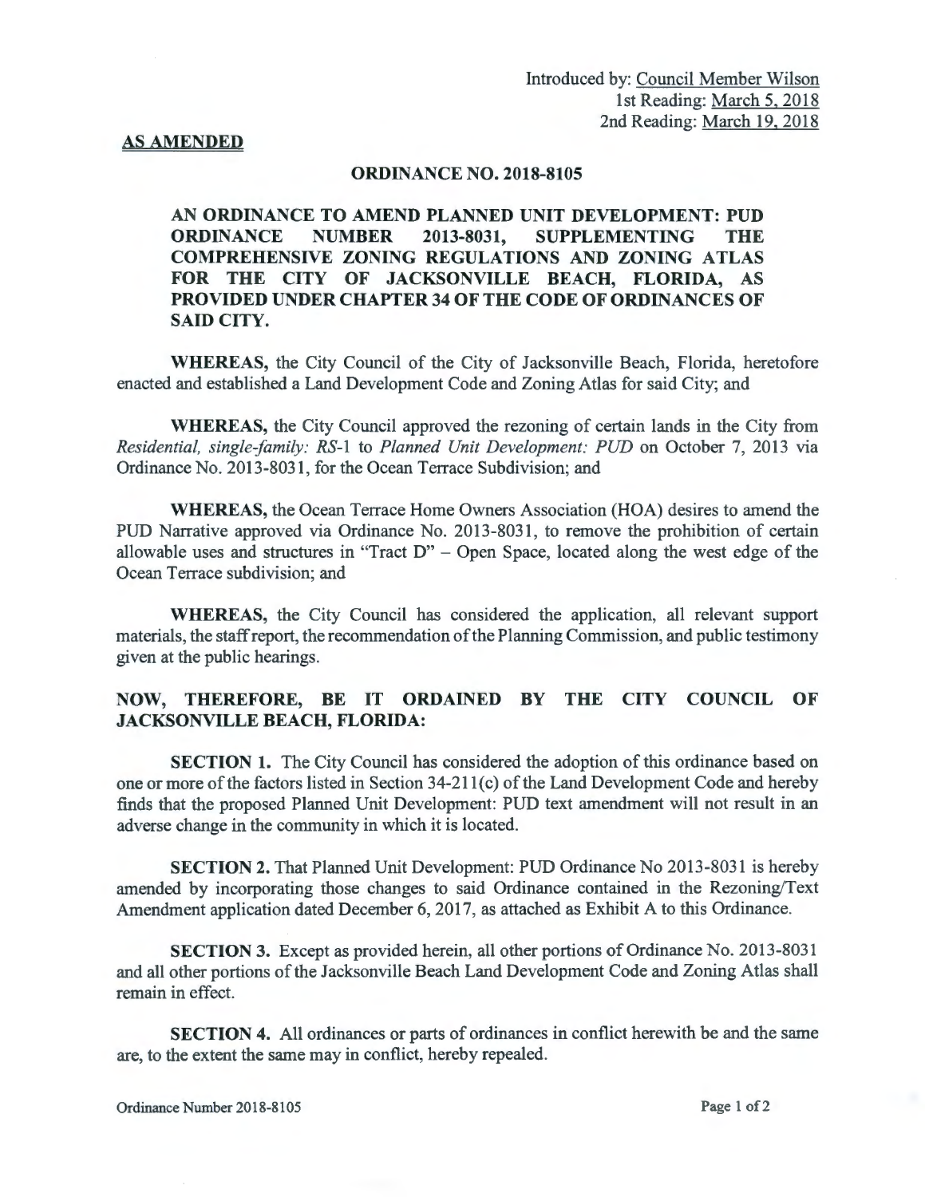Introduced by: Council Member Wilson
1st Reading: March 5, 2018
2nd Reading: March 19, 2018

**AS AMENDED**

## ORDINANCE NO. 2018-8105

**AN ORDINANCE TO AMEND PLANNED UNIT DEVELOPMENT: PUD ORDINANCE NUMBER 2013-8031, SUPPLEMENTING THE COMPREHENSIVE ZONING REGULATIONS AND ZONING ATLAS FOR THE CITY OF JACKSONVILLE BEACH, FLORIDA, AS PROVIDED UNDER CHAPTER 34 OF THE CODE OF ORDINANCES OF SAID CITY.**

**WHEREAS,** the City Council of the City of Jacksonville Beach, Florida, heretofore enacted and established a Land Development Code and Zoning Atlas for said City; and

**WHEREAS,** the City Council approved the rezoning of certain lands in the City from *Residential, single-family: RS*-1 to *Planned Unit Development: PUD* on October 7, 2013 via Ordinance No. 2013-8031, for the Ocean Terrace Subdivision; and

**WHEREAS,** the Ocean Terrace Home Owners Association (HOA) desires to amend the PUD Narrative approved via Ordinance No. 2013-8031, to remove the prohibition of certain allowable uses and structures in "Tract D" – Open Space, located along the west edge of the Ocean Terrace subdivision; and

**WHEREAS,** the City Council has considered the application, all relevant support materials, the staff report, the recommendation of the Planning Commission, and public testimony given at the public hearings.

**NOW, THEREFORE, BE IT ORDAINED BY THE CITY COUNCIL OF JACKSONVILLE BEACH, FLORIDA:**

**SECTION 1.** The City Council has considered the adoption of this ordinance based on one or more of the factors listed in Section 34-211(c) of the Land Development Code and hereby finds that the proposed Planned Unit Development: PUD text amendment will not result in an adverse change in the community in which it is located.

**SECTION 2.** That Planned Unit Development: PUD Ordinance No 2013-8031 is hereby amended by incorporating those changes to said Ordinance contained in the Rezoning/Text Amendment application dated December 6, 2017, as attached as Exhibit A to this Ordinance.

**SECTION 3.** Except as provided herein, all other portions of Ordinance No. 2013-8031 and all other portions of the Jacksonville Beach Land Development Code and Zoning Atlas shall remain in effect.

**SECTION 4.** All ordinances or parts of ordinances in conflict herewith be and the same are, to the extent the same may in conflict, hereby repealed.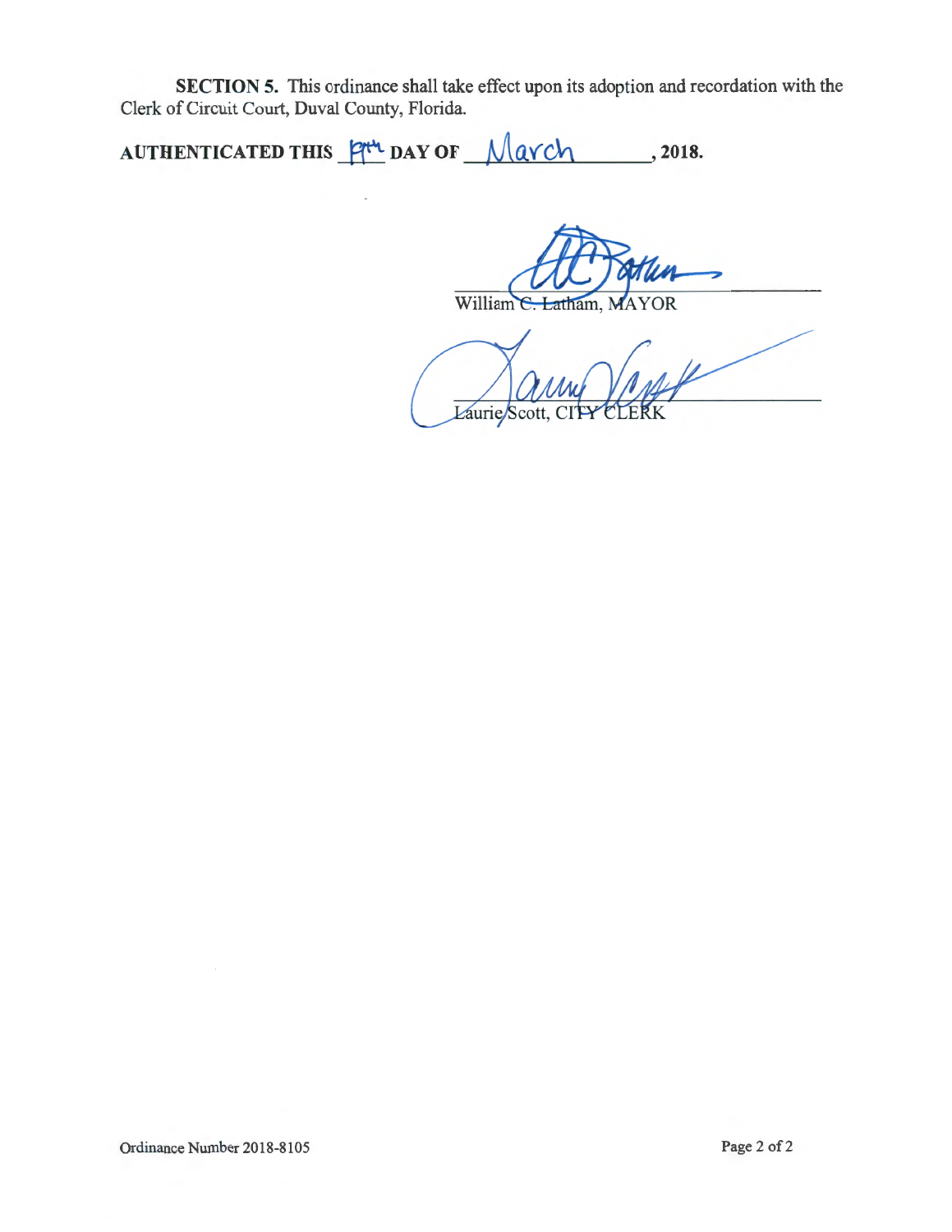**SECTION 5.** This ordinance shall take effect upon its adoption and recordation with the Clerk of Circuit Court, Duval County, Florida.

**AUTHENTICATED THIS** 9th **DAY OF** March **, 2018.**

William C. Latham, MAYOR

Laurie Scott, CITY CLERK

Ordinance Number 2018-8105